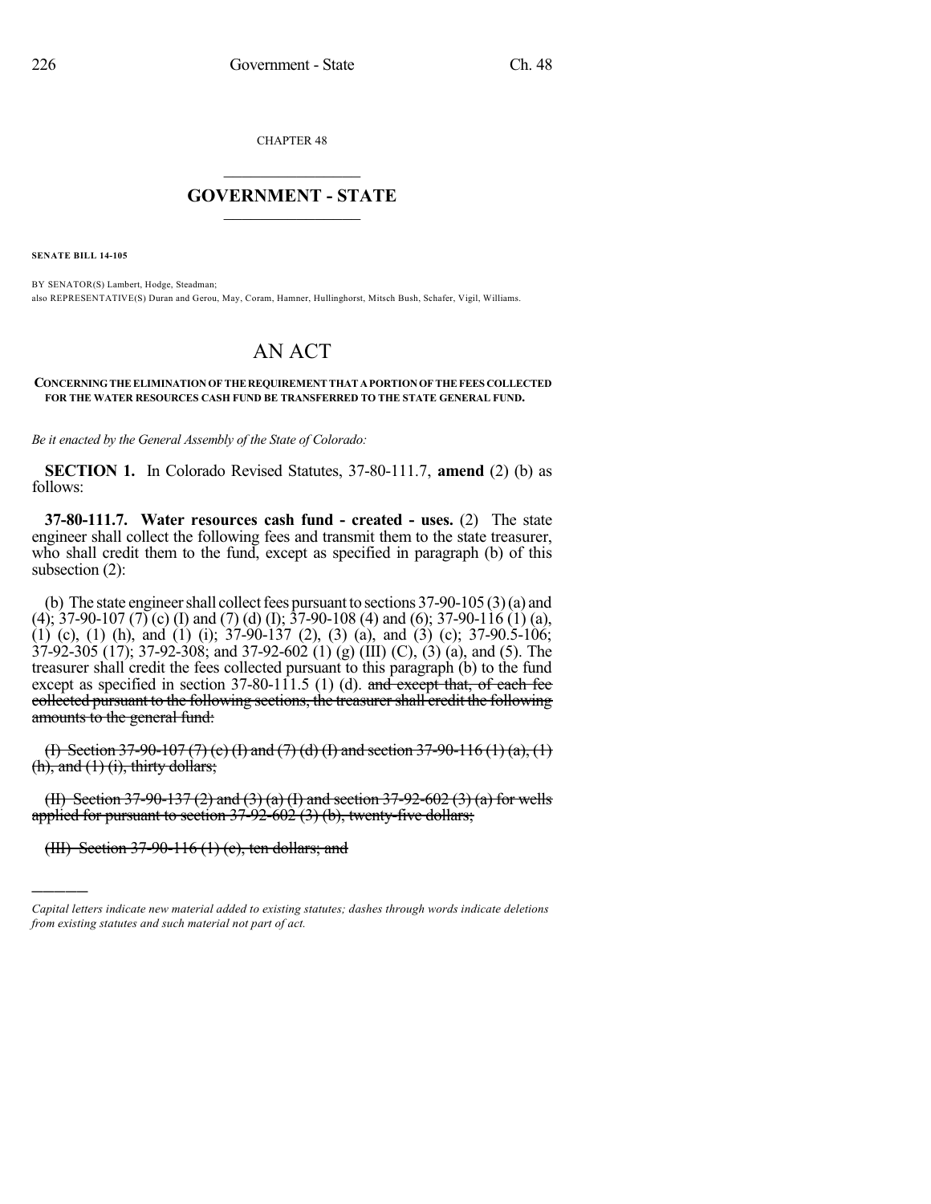CHAPTER 48

## GOVERNMENT - STATE

**SENATE BILL 14-105**

BY SENATOR(S) Lambert, Hodge, Steadman;
also REPRESENTATIVE(S) Duran and Gerou, May, Coram, Hamner, Hullinghorst, Mitsch Bush, Schafer, Vigil, Williams.

# AN ACT

**CONCERNING THE ELIMINATION OF THE REQUIREMENT THAT A PORTION OF THE FEES COLLECTED FOR THE WATER RESOURCES CASH FUND BE TRANSFERRED TO THE STATE GENERAL FUND.**

*Be it enacted by the General Assembly of the State of Colorado:*

**SECTION 1.** In Colorado Revised Statutes, 37-80-111.7, **amend** (2) (b) as follows:

**37-80-111.7. Water resources cash fund - created - uses.** (2) The state engineer shall collect the following fees and transmit them to the state treasurer, who shall credit them to the fund, except as specified in paragraph (b) of this subsection (2):

(b) The state engineer shall collect fees pursuant to sections 37-90-105 (3) (a) and (4); 37-90-107 (7) (c) (I) and (7) (d) (I); 37-90-108 (4) and (6); 37-90-116 (1) (a), (1) (c), (1) (h), and (1) (i); 37-90-137 (2), (3) (a), and (3) (c); 37-90.5-106; 37-92-305 (17); 37-92-308; and 37-92-602 (1) (g) (III) (C), (3) (a), and (5). The treasurer shall credit the fees collected pursuant to this paragraph (b) to the fund except as specified in section 37-80-111.5 (1) (d). ~~and except that, of each fee collected pursuant to the following sections, the treasurer shall credit the following amounts to the general fund:~~

~~(I) Section 37-90-107 (7) (c) (I) and (7) (d) (I) and section 37-90-116 (1) (a), (1) (h), and (1) (i), thirty dollars;~~

~~(II) Section 37-90-137 (2) and (3) (a) (I) and section 37-92-602 (3) (a) for wells applied for pursuant to section 37-92-602 (3) (b), twenty-five dollars;~~

~~(III) Section 37-90-116 (1) (c), ten dollars; and~~

---

*Capital letters indicate new material added to existing statutes; dashes through words indicate deletions from existing statutes and such material not part of act.*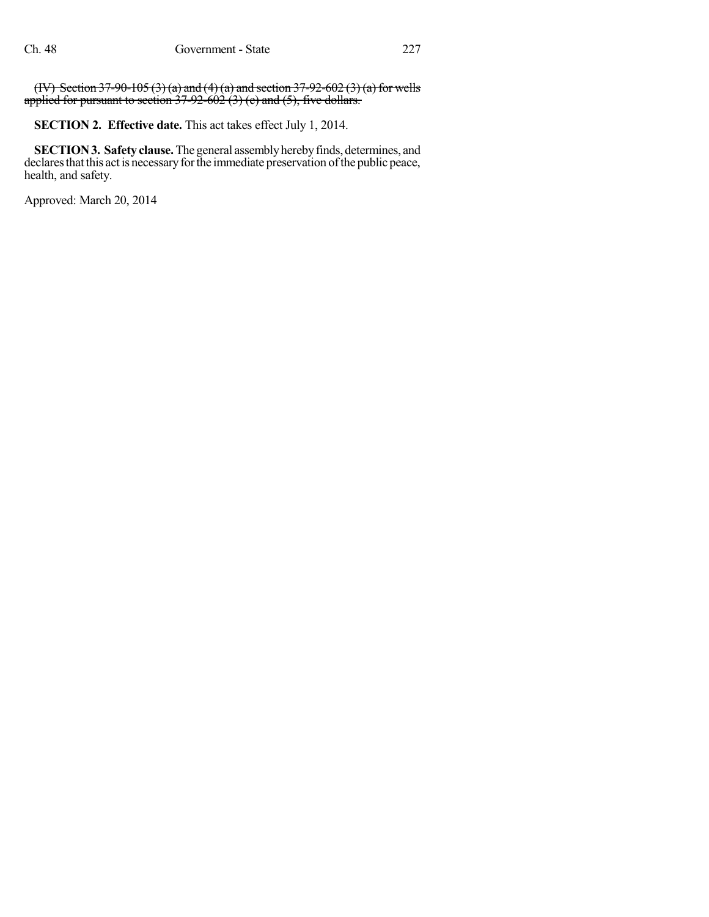~~(IV) Section 37-90-105 (3) (a) and (4) (a) and section 37-92-602 (3) (a) for wells applied for pursuant to section 37-92-602 (3) (c) and (5), five dollars.~~

**SECTION 2. Effective date.** This act takes effect July 1, 2014.

**SECTION 3. Safety clause.** The general assembly hereby finds, determines, and declares that this act is necessary for the immediate preservation of the public peace, health, and safety.

Approved: March 20, 2014